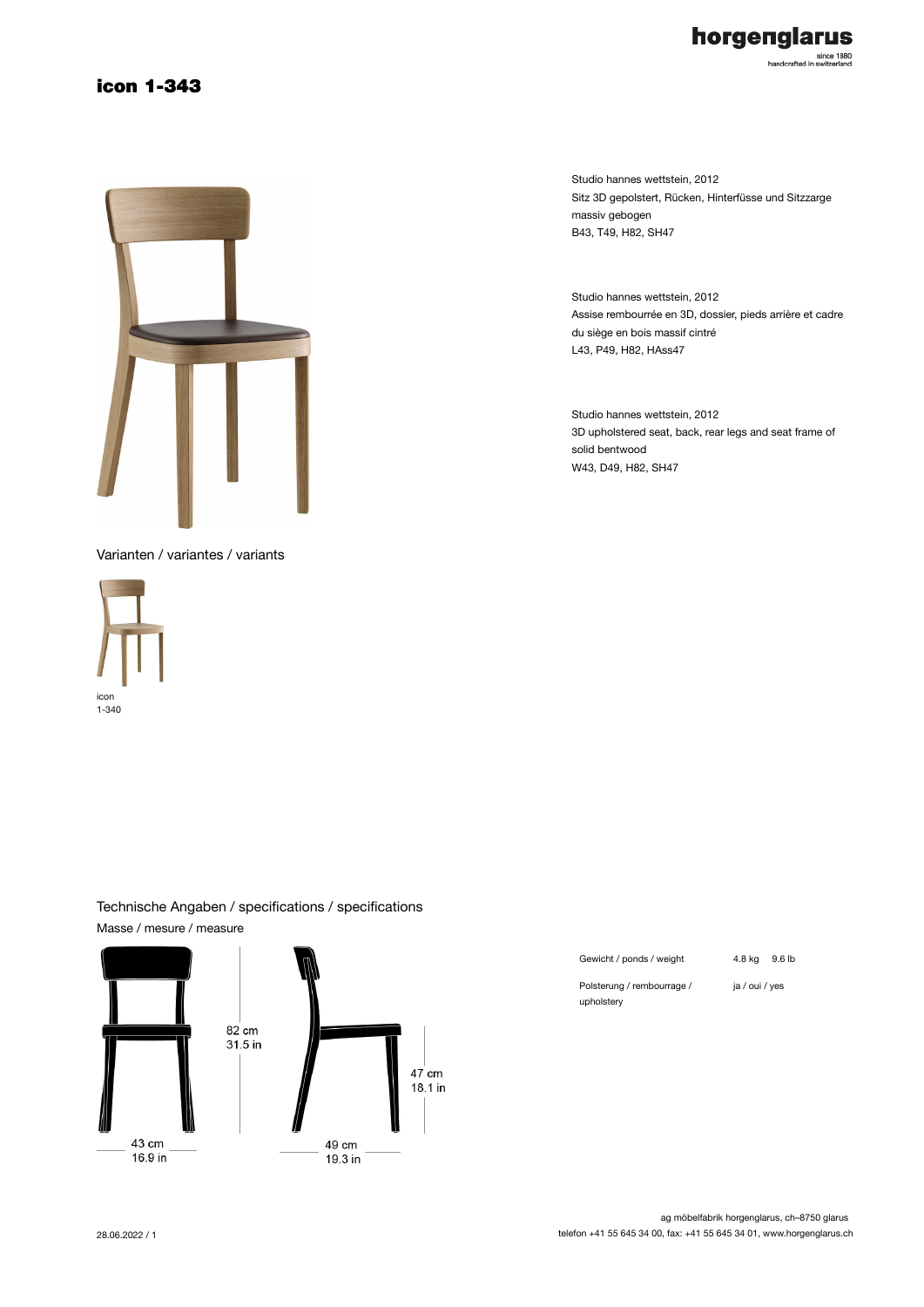# icon 1-343

Studio hannes wettstein, 2012
Sitz 3D gepolstert, Rücken, Hinterfüsse und Sitzzarge massiv gebogen
B43, T49, H82, SH47

Studio hannes wettstein, 2012
Assise rembourrée en 3D, dossier, pieds arrière et cadre du siège en bois massif cintré
L43, P49, H82, HAss47

Studio hannes wettstein, 2012
3D upholstered seat, back, rear legs and seat frame of solid bentwood
W43, D49, H82, SH47

## Varianten / variantes / variants

icon
1-340

## Technische Angaben / specifications / specifications

### Masse / mesure / measure

82 cm
31.5 in

47 cm
18.1 in

43 cm
16.9 in

49 cm
19.3 in

| | | |
|---|---|---|
| Gewicht / ponds / weight | 4.8 kg | 9.6 lb |
| Polsterung / rembourrage / upholstery | ja / oui / yes | |

28.06.2022 / 1

ag möbelfabrik horgenglarus, ch–8750 glarus
telefon +41 55 645 34 00, fax: +41 55 645 34 01, www.horgenglarus.ch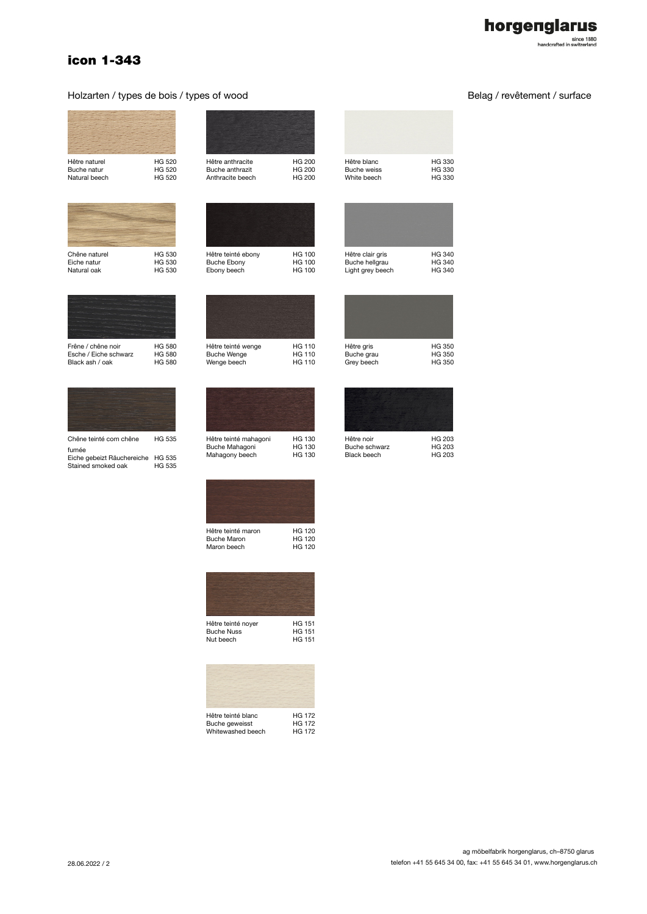# icon 1-343

## Holzarten / types de bois / types of wood

Belag / revêtement / surface

Hêtre naturel HG 520
Buche natur HG 520
Natural beech HG 520

Chêne naturel HG 530
Eiche natur HG 530
Natural oak HG 530

Frêne / chêne noir HG 580
Esche / Eiche schwarz HG 580
Black ash / oak HG 580

Chêne teinté com chêne fumée HG 535
Eiche gebeizt Räuchereiche HG 535
Stained smoked oak HG 535

Hêtre anthracite HG 200
Buche anthrazit HG 200
Anthracite beech HG 200

Hêtre teinté ebony HG 100
Buche Ebony HG 100
Ebony beech HG 100

Hêtre teinté wenge HG 110
Buche Wenge HG 110
Wenge beech HG 110

Hêtre teinté mahagoni HG 130
Buche Mahagoni HG 130
Mahagony beech HG 130

Hêtre teinté maron HG 120
Buche Maron HG 120
Maron beech HG 120

Hêtre teinté noyer HG 151
Buche Nuss HG 151
Nut beech HG 151

Hêtre teinté blanc HG 172
Buche geweisst HG 172
Whitewashed beech HG 172

Hêtre blanc HG 330
Buche weiss HG 330
White beech HG 330

Hêtre clair gris HG 340
Buche hellgrau HG 340
Light grey beech HG 340

Hêtre gris HG 350
Buche grau HG 350
Grey beech HG 350

Hêtre noir HG 203
Buche schwarz HG 203
Black beech HG 203

28.06.2022 / 2

ag möbelfabrik horgenglarus, ch–8750 glarus
telefon +41 55 645 34 00, fax: +41 55 645 34 01, www.horgenglarus.ch